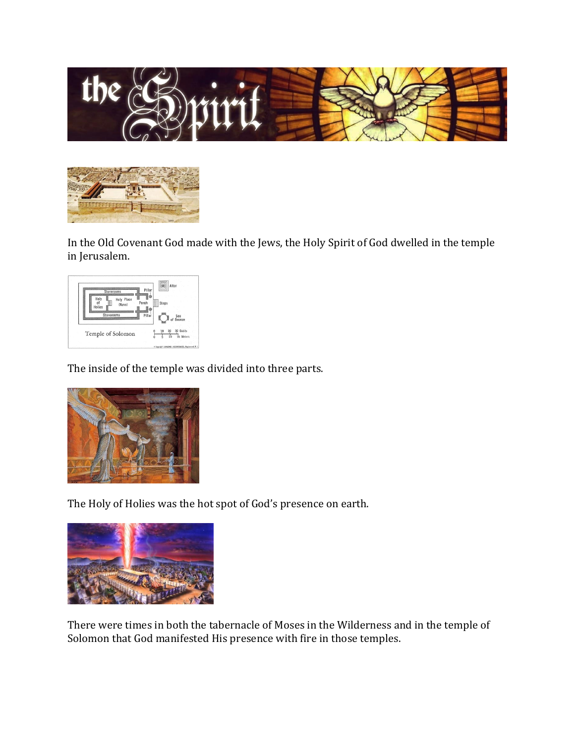In the Old Covenant God made with the Jews, the Holy Spirit of God dwelled in the temple in Jerusalem.

The inside of the temple was divided into three parts.

The Holy of Holies was the hot spot of God's presence on earth.

There were times in both the tabernacle of Moses in the Wilderness and in the temple of Solomon that God manifested His presence with fire in those temples.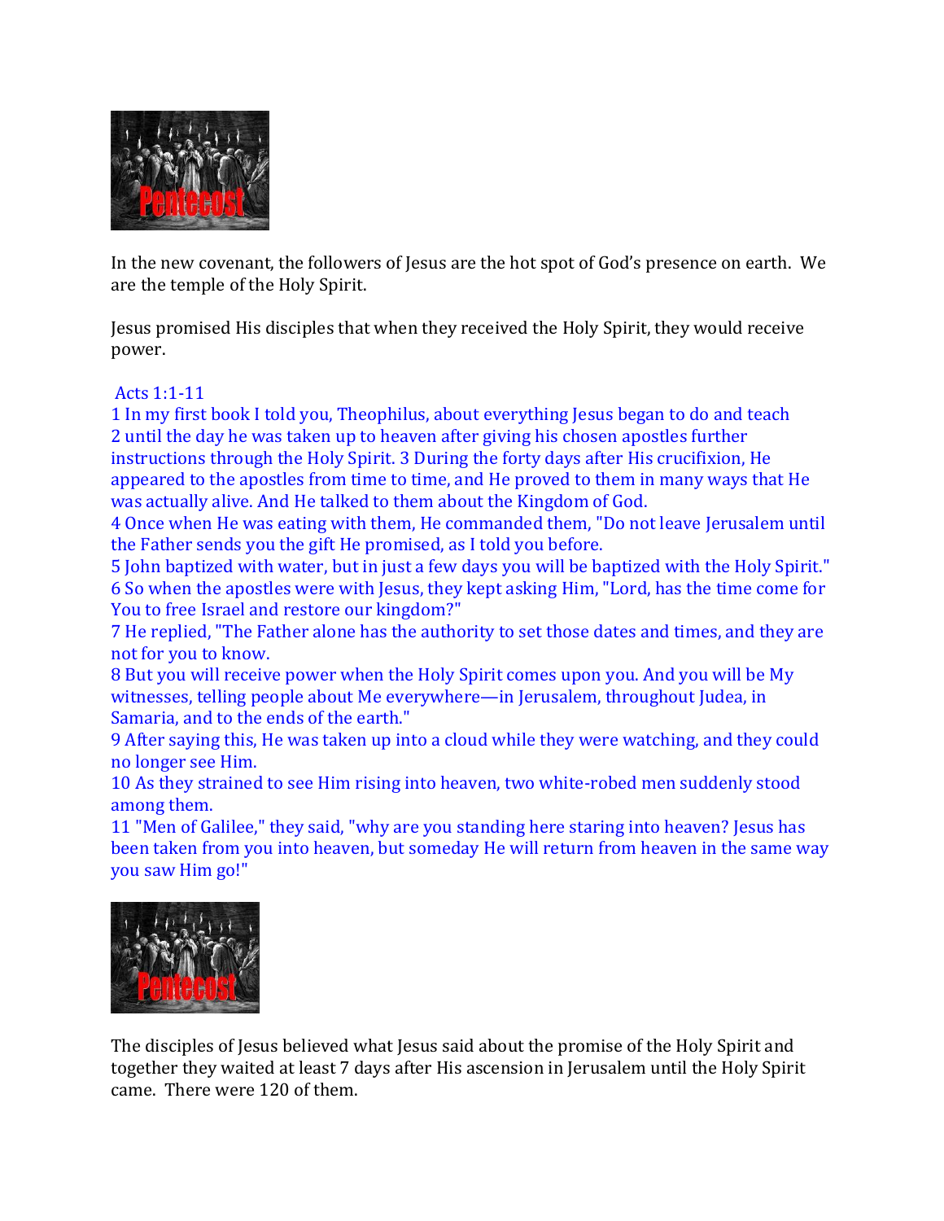In the new covenant, the followers of Jesus are the hot spot of God's presence on earth. We are the temple of the Holy Spirit.

Jesus promised His disciples that when they received the Holy Spirit, they would receive power.

Acts 1:1-11

1 In my first book I told you, Theophilus, about everything Jesus began to do and teach
2 until the day he was taken up to heaven after giving his chosen apostles further instructions through the Holy Spirit. 3 During the forty days after His crucifixion, He appeared to the apostles from time to time, and He proved to them in many ways that He was actually alive. And He talked to them about the Kingdom of God.
4 Once when He was eating with them, He commanded them, "Do not leave Jerusalem until the Father sends you the gift He promised, as I told you before.
5 John baptized with water, but in just a few days you will be baptized with the Holy Spirit."
6 So when the apostles were with Jesus, they kept asking Him, "Lord, has the time come for You to free Israel and restore our kingdom?"
7 He replied, "The Father alone has the authority to set those dates and times, and they are not for you to know.
8 But you will receive power when the Holy Spirit comes upon you. And you will be My witnesses, telling people about Me everywhere—in Jerusalem, throughout Judea, in Samaria, and to the ends of the earth."
9 After saying this, He was taken up into a cloud while they were watching, and they could no longer see Him.
10 As they strained to see Him rising into heaven, two white-robed men suddenly stood among them.
11 "Men of Galilee," they said, "why are you standing here staring into heaven? Jesus has been taken from you into heaven, but someday He will return from heaven in the same way you saw Him go!"

The disciples of Jesus believed what Jesus said about the promise of the Holy Spirit and together they waited at least 7 days after His ascension in Jerusalem until the Holy Spirit came. There were 120 of them.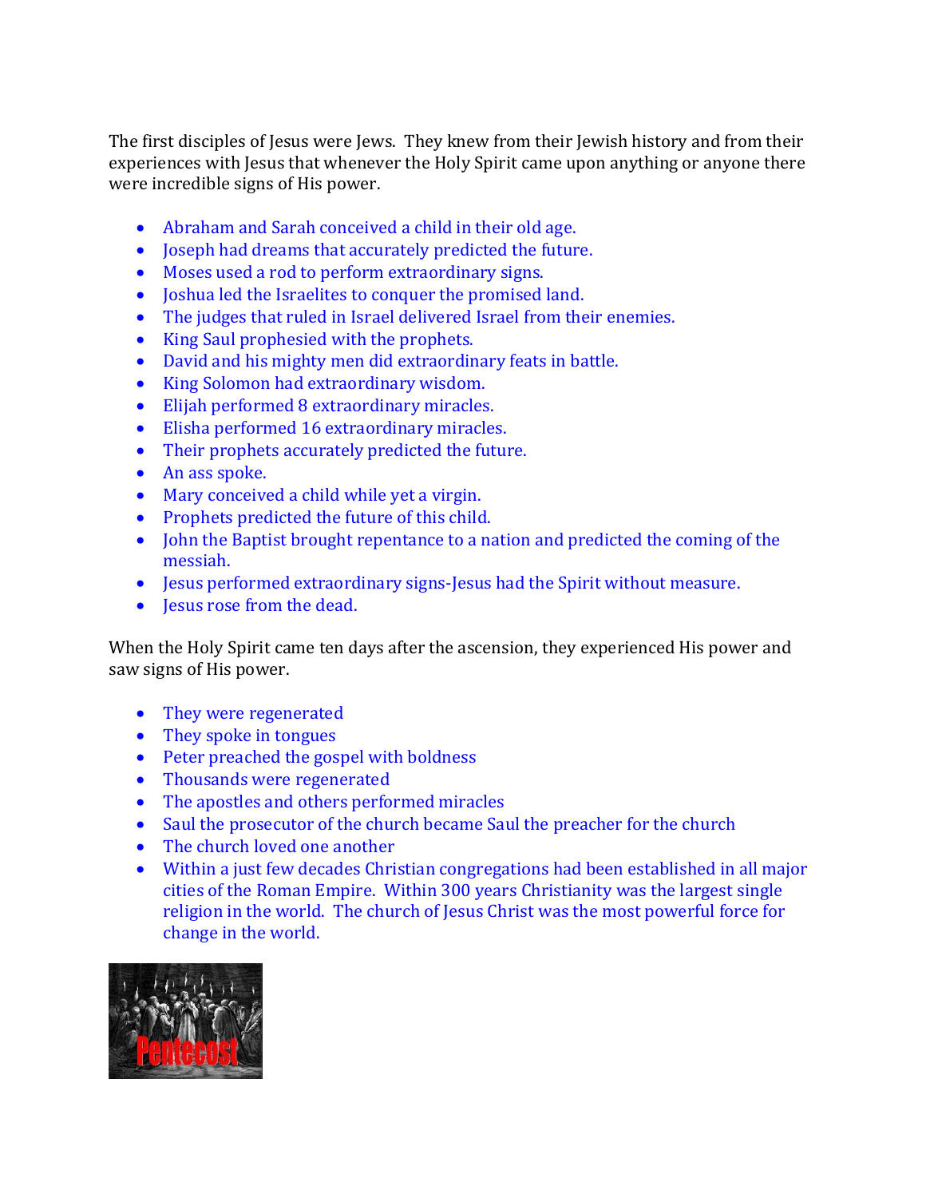The first disciples of Jesus were Jews. They knew from their Jewish history and from their experiences with Jesus that whenever the Holy Spirit came upon anything or anyone there were incredible signs of His power.

- Abraham and Sarah conceived a child in their old age.
- Joseph had dreams that accurately predicted the future.
- Moses used a rod to perform extraordinary signs.
- Joshua led the Israelites to conquer the promised land.
- The judges that ruled in Israel delivered Israel from their enemies.
- King Saul prophesied with the prophets.
- David and his mighty men did extraordinary feats in battle.
- King Solomon had extraordinary wisdom.
- Elijah performed 8 extraordinary miracles.
- Elisha performed 16 extraordinary miracles.
- Their prophets accurately predicted the future.
- An ass spoke.
- Mary conceived a child while yet a virgin.
- Prophets predicted the future of this child.
- John the Baptist brought repentance to a nation and predicted the coming of the messiah.
- Jesus performed extraordinary signs-Jesus had the Spirit without measure.
- Jesus rose from the dead.

When the Holy Spirit came ten days after the ascension, they experienced His power and saw signs of His power.

- They were regenerated
- They spoke in tongues
- Peter preached the gospel with boldness
- Thousands were regenerated
- The apostles and others performed miracles
- Saul the prosecutor of the church became Saul the preacher for the church
- The church loved one another
- Within a just few decades Christian congregations had been established in all major cities of the Roman Empire. Within 300 years Christianity was the largest single religion in the world. The church of Jesus Christ was the most powerful force for change in the world.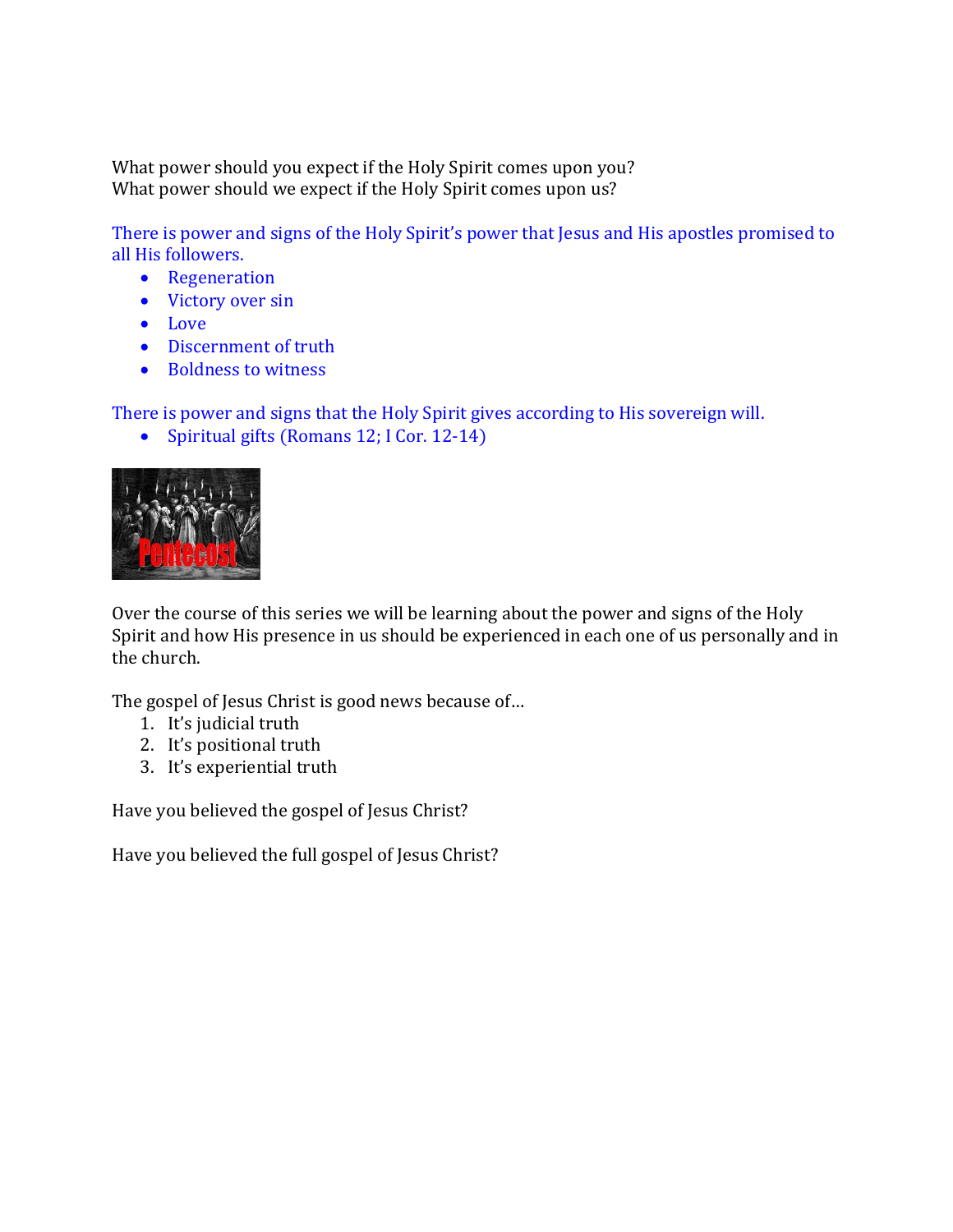What power should you expect if the Holy Spirit comes upon you?
What power should we expect if the Holy Spirit comes upon us?

There is power and signs of the Holy Spirit's power that Jesus and His apostles promised to all His followers.

- Regeneration
- Victory over sin
- Love
- Discernment of truth
- Boldness to witness

There is power and signs that the Holy Spirit gives according to His sovereign will.

- Spiritual gifts (Romans 12; I Cor. 12-14)

Over the course of this series we will be learning about the power and signs of the Holy Spirit and how His presence in us should be experienced in each one of us personally and in the church.

The gospel of Jesus Christ is good news because of…

1. It's judicial truth
2. It's positional truth
3. It's experiential truth

Have you believed the gospel of Jesus Christ?

Have you believed the full gospel of Jesus Christ?